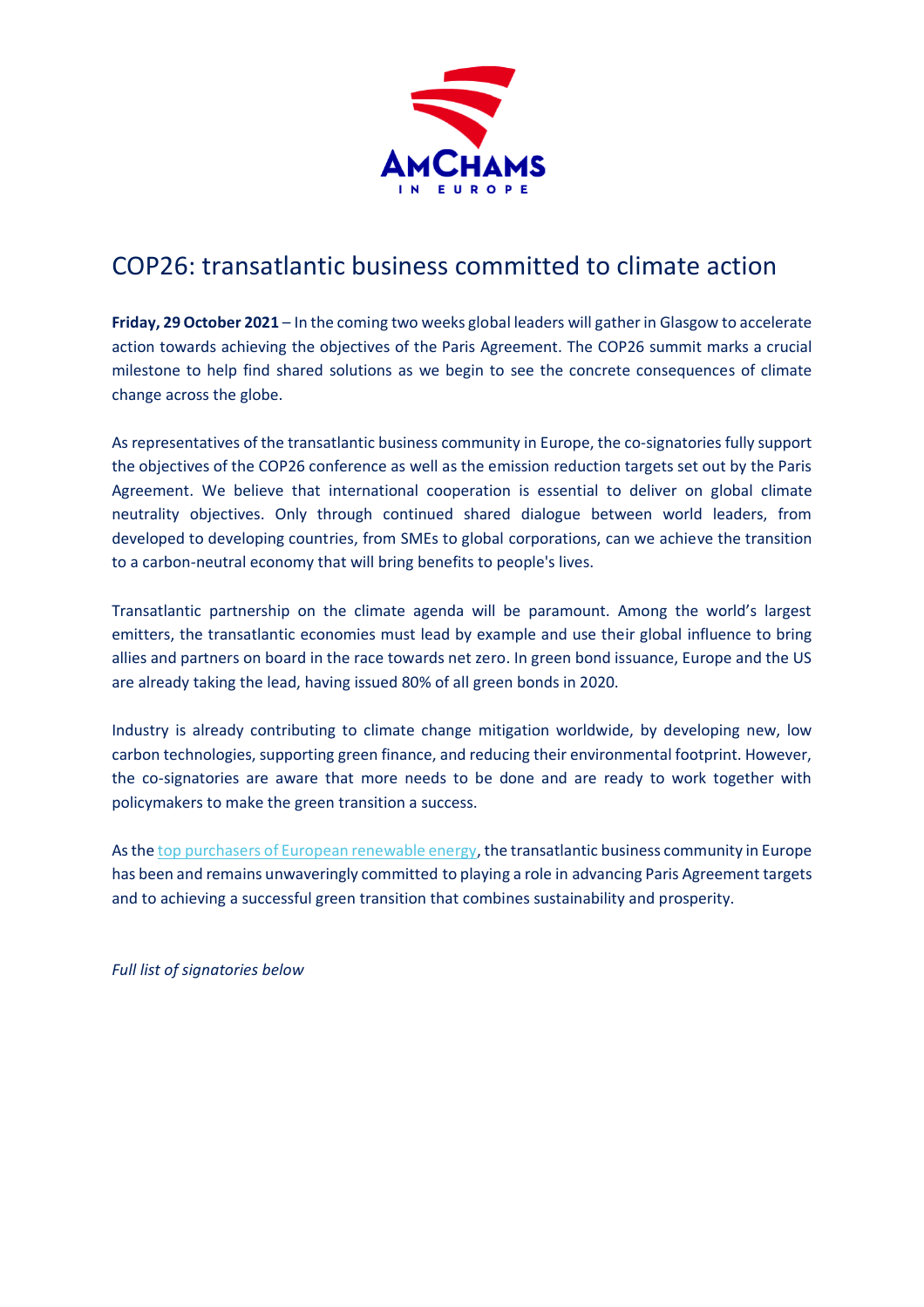# COP26: transatlantic business committed to climate action

**Friday, 29 October 2021** – In the coming two weeks global leaders will gather in Glasgow to accelerate action towards achieving the objectives of the Paris Agreement. The COP26 summit marks a crucial milestone to help find shared solutions as we begin to see the concrete consequences of climate change across the globe.

As representatives of the transatlantic business community in Europe, the co-signatories fully support the objectives of the COP26 conference as well as the emission reduction targets set out by the Paris Agreement. We believe that international cooperation is essential to deliver on global climate neutrality objectives. Only through continued shared dialogue between world leaders, from developed to developing countries, from SMEs to global corporations, can we achieve the transition to a carbon-neutral economy that will bring benefits to people's lives.

Transatlantic partnership on the climate agenda will be paramount. Among the world's largest emitters, the transatlantic economies must lead by example and use their global influence to bring allies and partners on board in the race towards net zero. In green bond issuance, Europe and the US are already taking the lead, having issued 80% of all green bonds in 2020.

Industry is already contributing to climate change mitigation worldwide, by developing new, low carbon technologies, supporting green finance, and reducing their environmental footprint. However, the co-signatories are aware that more needs to be done and are ready to work together with policymakers to make the green transition a success.

As the top purchasers of European renewable energy, the transatlantic business community in Europe has been and remains unwaveringly committed to playing a role in advancing Paris Agreement targets and to achieving a successful green transition that combines sustainability and prosperity.

*Full list of signatories below*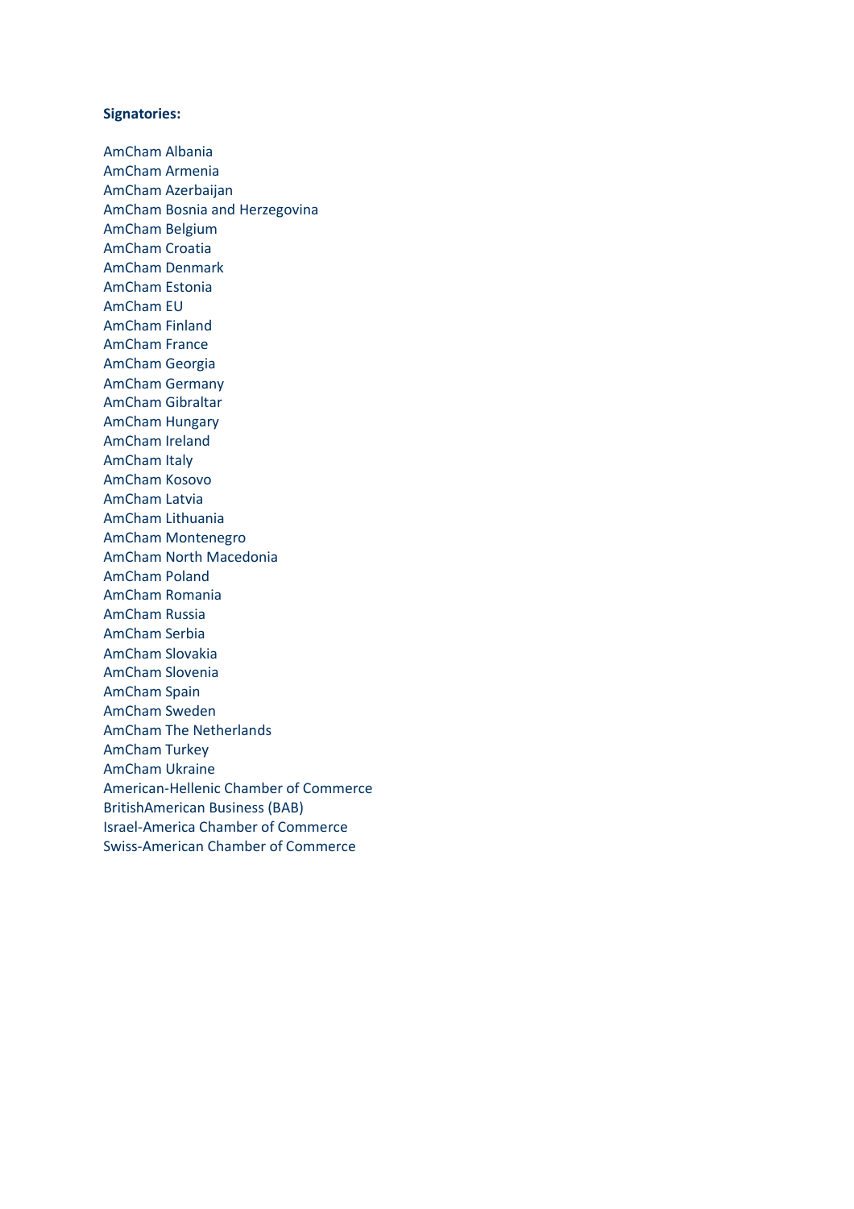**Signatories:**

AmCham Albania
AmCham Armenia
AmCham Azerbaijan
AmCham Bosnia and Herzegovina
AmCham Belgium
AmCham Croatia
AmCham Denmark
AmCham Estonia
AmCham EU
AmCham Finland
AmCham France
AmCham Georgia
AmCham Germany
AmCham Gibraltar
AmCham Hungary
AmCham Ireland
AmCham Italy
AmCham Kosovo
AmCham Latvia
AmCham Lithuania
AmCham Montenegro
AmCham North Macedonia
AmCham Poland
AmCham Romania
AmCham Russia
AmCham Serbia
AmCham Slovakia
AmCham Slovenia
AmCham Spain
AmCham Sweden
AmCham The Netherlands
AmCham Turkey
AmCham Ukraine
American-Hellenic Chamber of Commerce
BritishAmerican Business (BAB)
Israel-America Chamber of Commerce
Swiss-American Chamber of Commerce